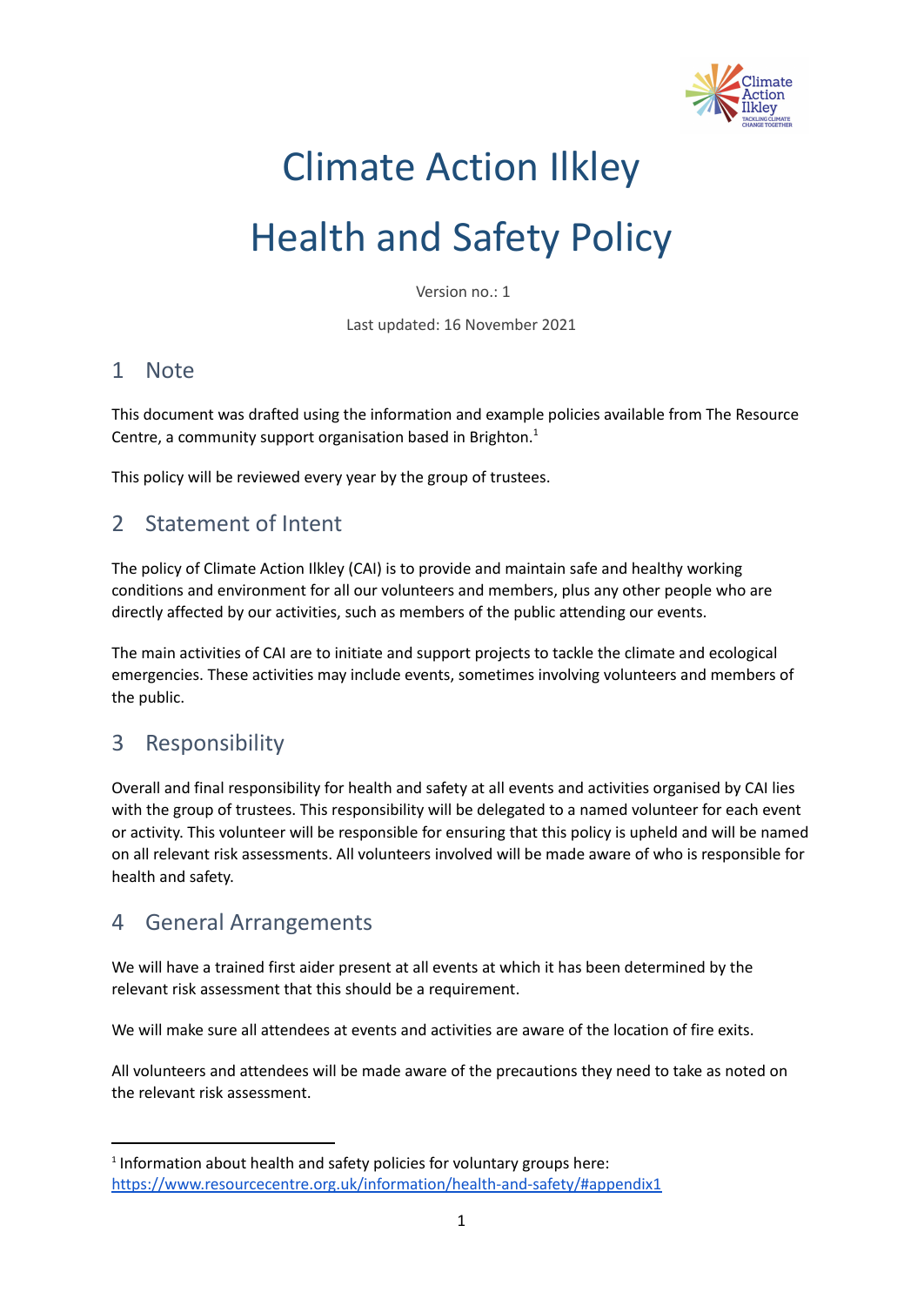# Climate Action Ilkley

# Health and Safety Policy

Version no.: 1

Last updated: 16 November 2021

## 1 Note

This document was drafted using the information and example policies available from The Resource Centre, a community support organisation based in Brighton.[1]

This policy will be reviewed every year by the group of trustees.

## 2 Statement of Intent

The policy of Climate Action Ilkley (CAI) is to provide and maintain safe and healthy working conditions and environment for all our volunteers and members, plus any other people who are directly affected by our activities, such as members of the public attending our events.

The main activities of CAI are to initiate and support projects to tackle the climate and ecological emergencies. These activities may include events, sometimes involving volunteers and members of the public.

## 3 Responsibility

Overall and final responsibility for health and safety at all events and activities organised by CAI lies with the group of trustees. This responsibility will be delegated to a named volunteer for each event or activity. This volunteer will be responsible for ensuring that this policy is upheld and will be named on all relevant risk assessments. All volunteers involved will be made aware of who is responsible for health and safety.

## 4 General Arrangements

We will have a trained first aider present at all events at which it has been determined by the relevant risk assessment that this should be a requirement.

We will make sure all attendees at events and activities are aware of the location of fire exits.

All volunteers and attendees will be made aware of the precautions they need to take as noted on the relevant risk assessment.

---

[1] Information about health and safety policies for voluntary groups here: https://www.resourcecentre.org.uk/information/health-and-safety/#appendix1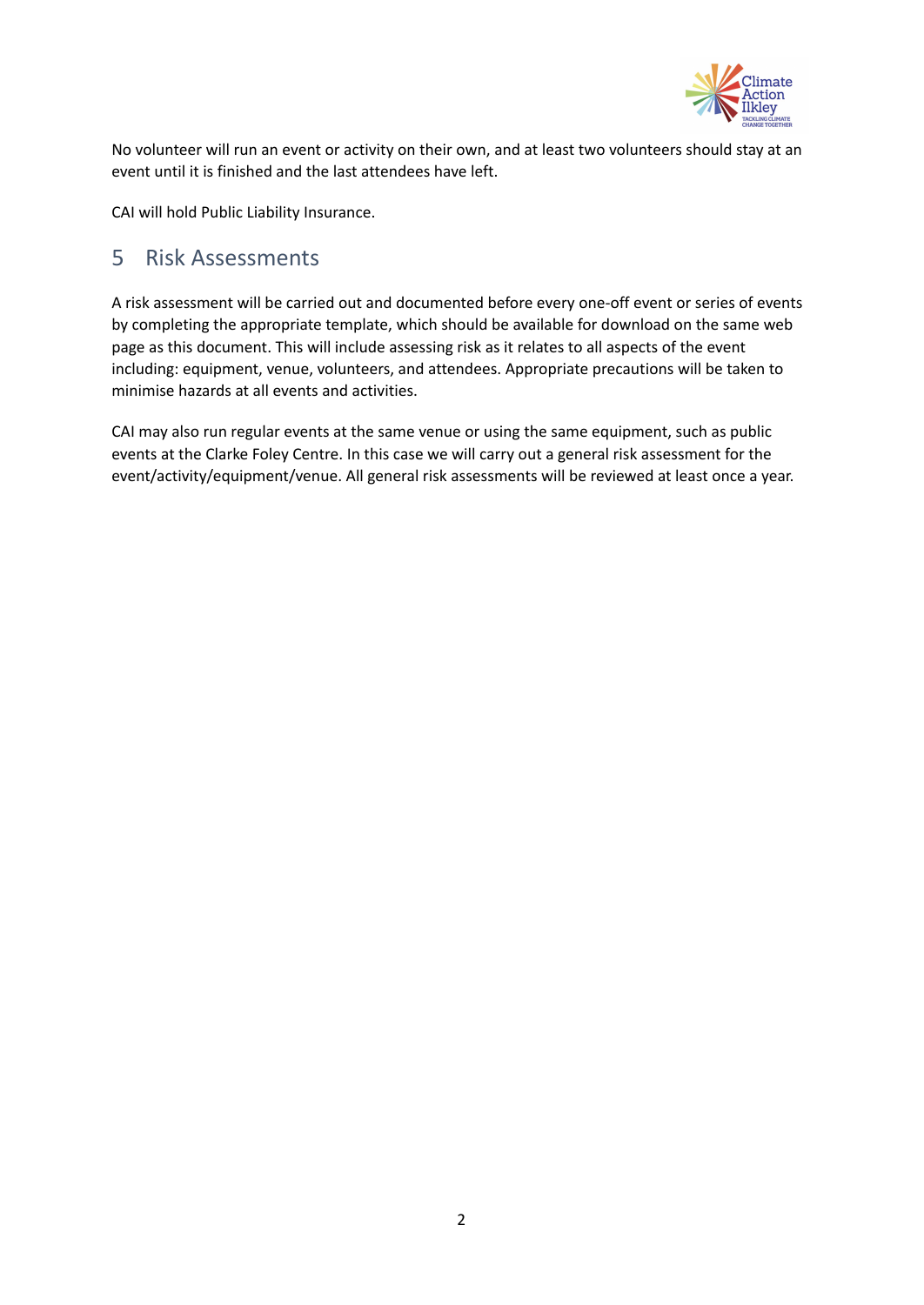No volunteer will run an event or activity on their own, and at least two volunteers should stay at an event until it is finished and the last attendees have left.

CAI will hold Public Liability Insurance.

## 5 Risk Assessments

A risk assessment will be carried out and documented before every one-off event or series of events by completing the appropriate template, which should be available for download on the same web page as this document. This will include assessing risk as it relates to all aspects of the event including: equipment, venue, volunteers, and attendees. Appropriate precautions will be taken to minimise hazards at all events and activities.

CAI may also run regular events at the same venue or using the same equipment, such as public events at the Clarke Foley Centre. In this case we will carry out a general risk assessment for the event/activity/equipment/venue. All general risk assessments will be reviewed at least once a year.